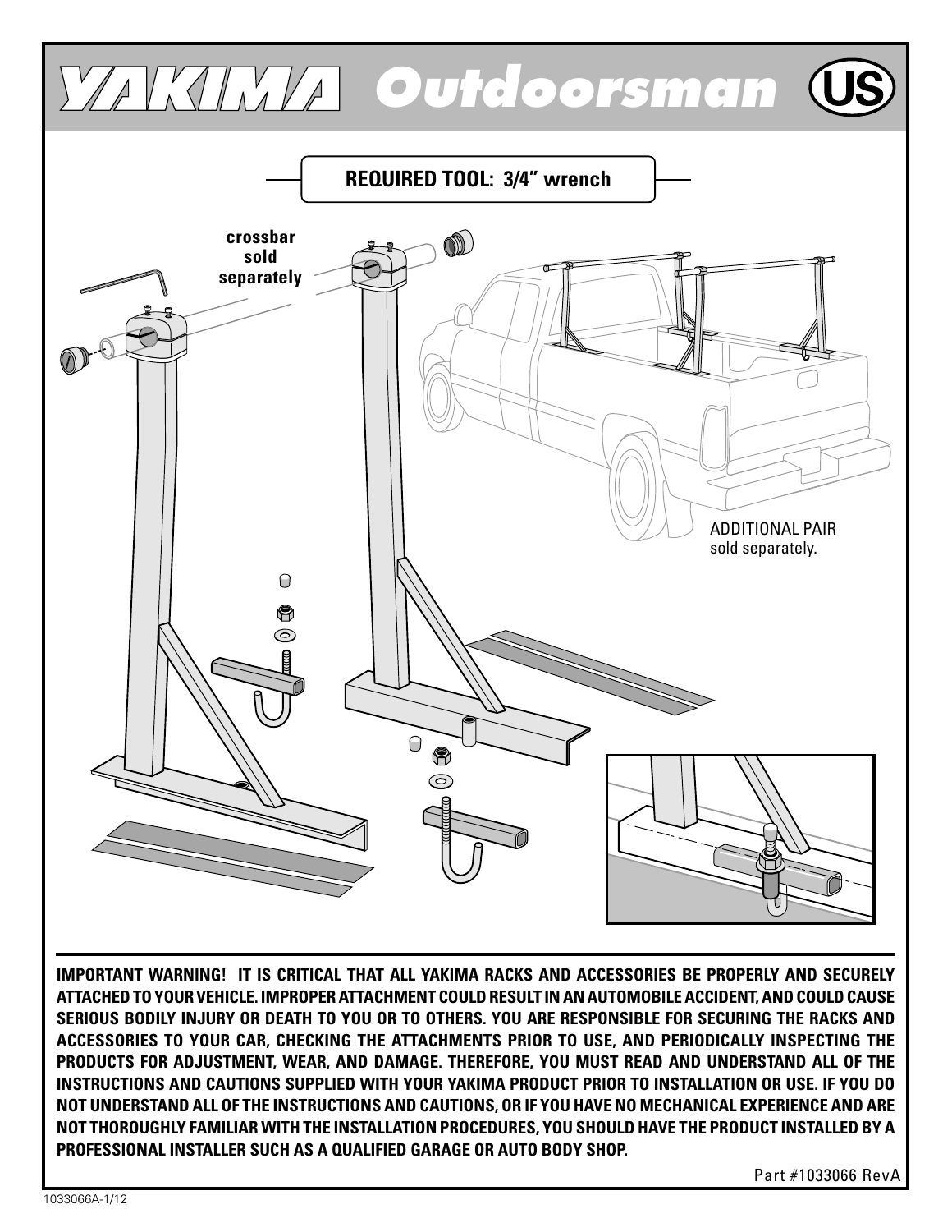# YAKIMA Outdoorsman (US)

**REQUIRED TOOL: 3/4" wrench**

**crossbar sold separately**

ADDITIONAL PAIR sold separately.

**IMPORTANT WARNING! IT IS CRITICAL THAT ALL YAKIMA RACKS AND ACCESSORIES BE PROPERLY AND SECURELY ATTACHED TO YOUR VEHICLE. IMPROPER ATTACHMENT COULD RESULT IN AN AUTOMOBILE ACCIDENT, AND COULD CAUSE SERIOUS BODILY INJURY OR DEATH TO YOU OR TO OTHERS. YOU ARE RESPONSIBLE FOR SECURING THE RACKS AND ACCESSORIES TO YOUR CAR, CHECKING THE ATTACHMENTS PRIOR TO USE, AND PERIODICALLY INSPECTING THE PRODUCTS FOR ADJUSTMENT, WEAR, AND DAMAGE. THEREFORE, YOU MUST READ AND UNDERSTAND ALL OF THE INSTRUCTIONS AND CAUTIONS SUPPLIED WITH YOUR YAKIMA PRODUCT PRIOR TO INSTALLATION OR USE. IF YOU DO NOT UNDERSTAND ALL OF THE INSTRUCTIONS AND CAUTIONS, OR IF YOU HAVE NO MECHANICAL EXPERIENCE AND ARE NOT THOROUGHLY FAMILIAR WITH THE INSTALLATION PROCEDURES, YOU SHOULD HAVE THE PRODUCT INSTALLED BY A PROFESSIONAL INSTALLER SUCH AS A QUALIFIED GARAGE OR AUTO BODY SHOP.**

Part #1033066 RevA

1033066A-1/12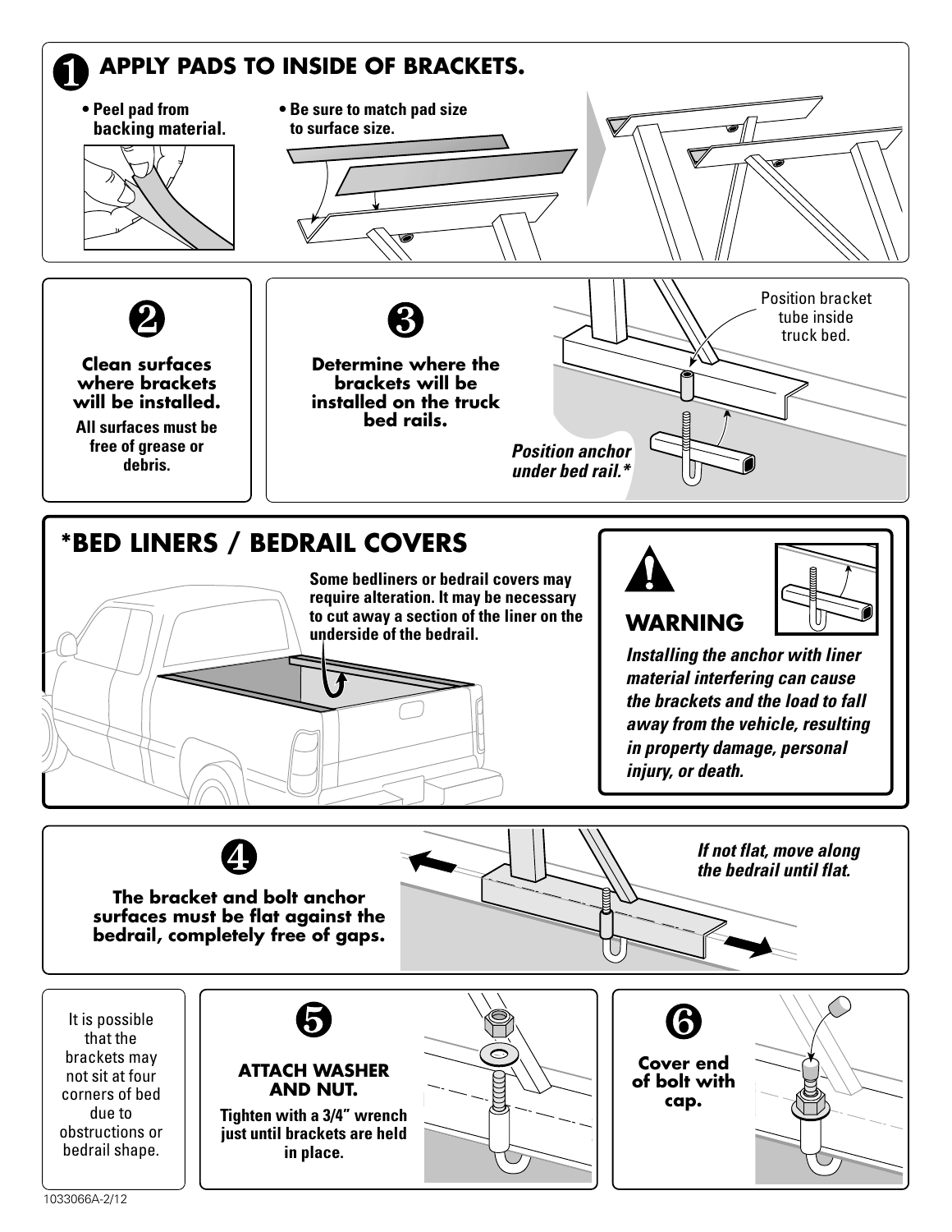## 1 APPLY PADS TO INSIDE OF BRACKETS.

- **Peel pad from backing material.**
- **Be sure to match pad size to surface size.**

## 2

**Clean surfaces where brackets will be installed.**

**All surfaces must be free of grease or debris.**

## 3

**Determine where the brackets will be installed on the truck bed rails.**

Position bracket tube inside truck bed.

***Position anchor under bed rail.****

## *BED LINERS / BEDRAIL COVERS

**Some bedliners or bedrail covers may require alteration. It may be necessary to cut away a section of the liner on the underside of the bedrail.**

### WARNING

***Installing the anchor with liner material interfering can cause the brackets and the load to fall away from the vehicle, resulting in property damage, personal injury, or death.***

## 4

**The bracket and bolt anchor surfaces must be flat against the bedrail, completely free of gaps.**

***If not flat, move along the bedrail until flat.***

It is possible that the brackets may not sit at four corners of bed due to obstructions or bedrail shape.

## 5

**ATTACH WASHER AND NUT.**

**Tighten with a 3/4" wrench just until brackets are held in place.**

## 6

**Cover end of bolt with cap.**

1033066A-2/12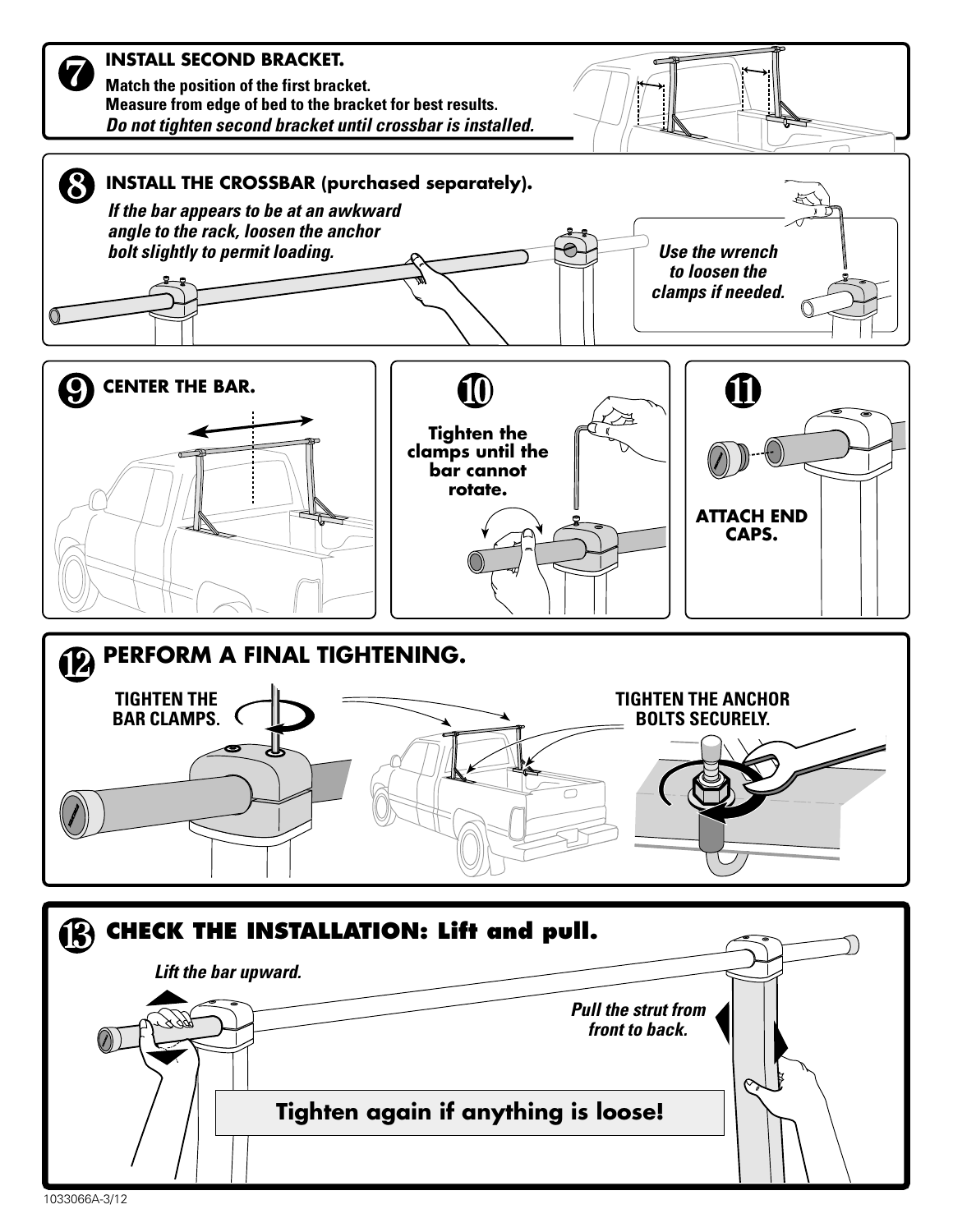## 7 INSTALL SECOND BRACKET.

**Match the position of the first bracket.**
**Measure from edge of bed to the bracket for best results.**
***Do not tighten second bracket until crossbar is installed.***

## 8 INSTALL THE CROSSBAR (purchased separately).

***If the bar appears to be at an awkward angle to the rack, loosen the anchor bolt slightly to permit loading.***

***Use the wrench to loosen the clamps if needed.***

## 9 CENTER THE BAR.

## 10

**Tighten the clamps until the bar cannot rotate.**

## 11

**ATTACH END CAPS.**

## 12 PERFORM A FINAL TIGHTENING.

**TIGHTEN THE BAR CLAMPS.**

**TIGHTEN THE ANCHOR BOLTS SECURELY.**

## 13 CHECK THE INSTALLATION: Lift and pull.

***Lift the bar upward.***

***Pull the strut from front to back.***

**Tighten again if anything is loose!**

1033066A-3/12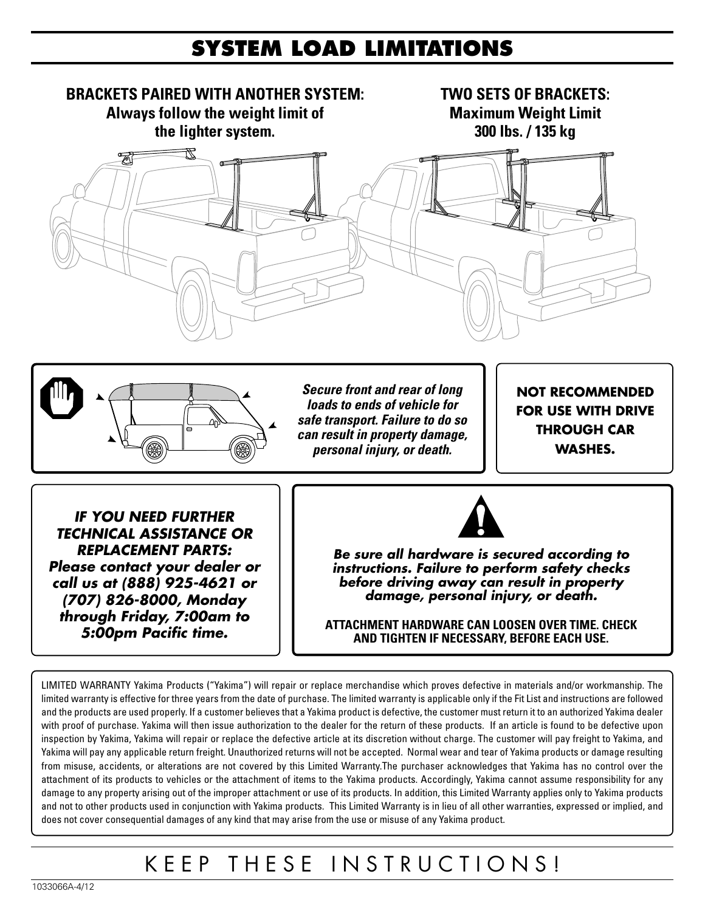# SYSTEM LOAD LIMITATIONS

**BRACKETS PAIRED WITH ANOTHER SYSTEM:**
**Always follow the weight limit of the lighter system.**

**TWO SETS OF BRACKETS:**
**Maximum Weight Limit 300 lbs. / 135 kg**

***Secure front and rear of long loads to ends of vehicle for safe transport. Failure to do so can result in property damage, personal injury, or death.***

**NOT RECOMMENDED FOR USE WITH DRIVE THROUGH CAR WASHES.**

***IF YOU NEED FURTHER TECHNICAL ASSISTANCE OR REPLACEMENT PARTS: Please contact your dealer or call us at (888) 925-4621 or (707) 826-8000, Monday through Friday, 7:00am to 5:00pm Pacific time.***

***Be sure all hardware is secured according to instructions. Failure to perform safety checks before driving away can result in property damage, personal injury, or death.***

**ATTACHMENT HARDWARE CAN LOOSEN OVER TIME. CHECK AND TIGHTEN IF NECESSARY, BEFORE EACH USE.**

LIMITED WARRANTY Yakima Products ("Yakima") will repair or replace merchandise which proves defective in materials and/or workmanship. The limited warranty is effective for three years from the date of purchase. The limited warranty is applicable only if the Fit List and instructions are followed and the products are used properly. If a customer believes that a Yakima product is defective, the customer must return it to an authorized Yakima dealer with proof of purchase. Yakima will then issue authorization to the dealer for the return of these products. If an article is found to be defective upon inspection by Yakima, Yakima will repair or replace the defective article at its discretion without charge. The customer will pay freight to Yakima, and Yakima will pay any applicable return freight. Unauthorized returns will not be accepted. Normal wear and tear of Yakima products or damage resulting from misuse, accidents, or alterations are not covered by this Limited Warranty.The purchaser acknowledges that Yakima has no control over the attachment of its products to vehicles or the attachment of items to the Yakima products. Accordingly, Yakima cannot assume responsibility for any damage to any property arising out of the improper attachment or use of its products. In addition, this Limited Warranty applies only to Yakima products and not to other products used in conjunction with Yakima products. This Limited Warranty is in lieu of all other warranties, expressed or implied, and does not cover consequential damages of any kind that may arise from the use or misuse of any Yakima product.

KEEP THESE INSTRUCTIONS!

1033066A-4/12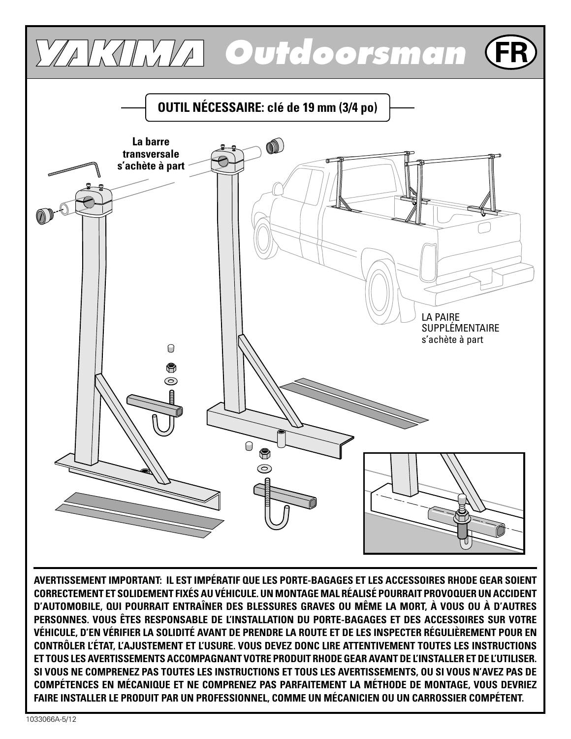# YAKIMA Outdoorsman (FR)

**OUTIL NÉCESSAIRE: clé de 19 mm (3/4 po)**

**La barre transversale s'achète à part**

LA PAIRE SUPPLÉMENTAIRE s'achète à part

**AVERTISSEMENT IMPORTANT: IL EST IMPÉRATIF QUE LES PORTE-BAGAGES ET LES ACCESSOIRES RHODE GEAR SOIENT CORRECTEMENT ET SOLIDEMENT FIXÉS AU VÉHICULE. UN MONTAGE MAL RÉALISÉ POURRAIT PROVOQUER UN ACCIDENT D'AUTOMOBILE, QUI POURRAIT ENTRAÎNER DES BLESSURES GRAVES OU MÊME LA MORT, À VOUS OU À D'AUTRES PERSONNES. VOUS ÊTES RESPONSABLE DE L'INSTALLATION DU PORTE-BAGAGES ET DES ACCESSOIRES SUR VOTRE VÉHICULE, D'EN VÉRIFIER LA SOLIDITÉ AVANT DE PRENDRE LA ROUTE ET DE LES INSPECTER RÉGULIÈREMENT POUR EN CONTRÔLER L'ÉTAT, L'AJUSTEMENT ET L'USURE. VOUS DEVEZ DONC LIRE ATTENTIVEMENT TOUTES LES INSTRUCTIONS ET TOUS LES AVERTISSEMENTS ACCOMPAGNANT VOTRE PRODUIT RHODE GEAR AVANT DE L'INSTALLER ET DE L'UTILISER. SI VOUS NE COMPRENEZ PAS TOUTES LES INSTRUCTIONS ET TOUS LES AVERTISSEMENTS, OU SI VOUS N'AVEZ PAS DE COMPÉTENCES EN MÉCANIQUE ET NE COMPRENEZ PAS PARFAITEMENT LA MÉTHODE DE MONTAGE, VOUS DEVRIEZ FAIRE INSTALLER LE PRODUIT PAR UN PROFESSIONNEL, COMME UN MÉCANICIEN OU UN CARROSSIER COMPÉTENT.**

1033066A-5/12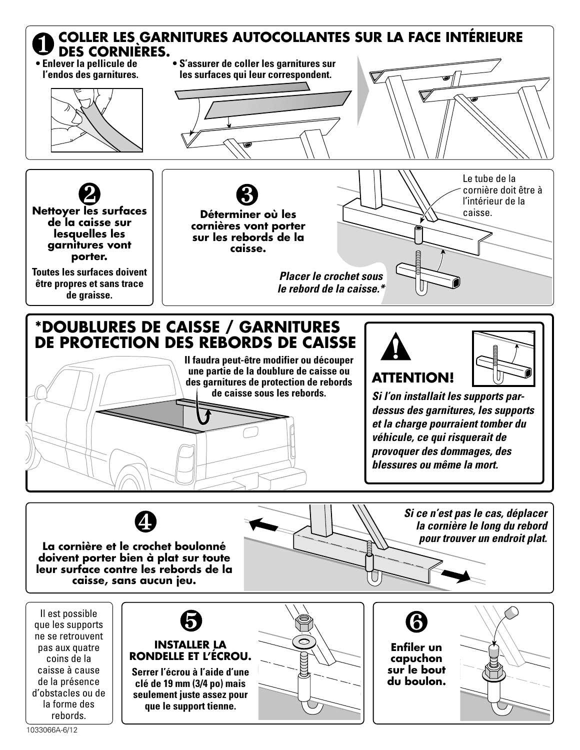## 1 COLLER LES GARNITURES AUTOCOLLANTES SUR LA FACE INTÉRIEURE DES CORNIÈRES.

- Enlever la pellicule de l'endos des garnitures.
- S'assurer de coller les garnitures sur les surfaces qui leur correspondent.

## 2

**Nettoyer les surfaces de la caisse sur lesquelles les garnitures vont porter.**

**Toutes les surfaces doivent être propres et sans trace de graisse.**

## 3

**Déterminer où les cornières vont porter sur les rebords de la caisse.**

Le tube de la cornière doit être à l'intérieur de la caisse.

***Placer le crochet sous le rebord de la caisse.****

## *DOUBLURES DE CAISSE / GARNITURES DE PROTECTION DES REBORDS DE CAISSE

**Il faudra peut-être modifier ou découper une partie de la doublure de caisse ou des garnitures de protection de rebords de caisse sous les rebords.**

### ATTENTION!

***Si l'on installait les supports par-dessus des garnitures, les supports et la charge pourraient tomber du véhicule, ce qui risquerait de provoquer des dommages, des blessures ou même la mort.***

## 4

**La cornière et le crochet boulonné doivent porter bien à plat sur toute leur surface contre les rebords de la caisse, sans aucun jeu.**

***Si ce n'est pas le cas, déplacer la cornière le long du rebord pour trouver un endroit plat.***

Il est possible que les supports ne se retrouvent pas aux quatre coins de la caisse à cause de la présence d'obstacles ou de la forme des rebords.

## 5

**INSTALLER LA RONDELLE ET L'ÉCROU.**

**Serrer l'écrou à l'aide d'une clé de 19 mm (3/4 po) mais seulement juste assez pour que le support tienne.**

## 6

**Enfiler un capuchon sur le bout du boulon.**

1033066A-6/12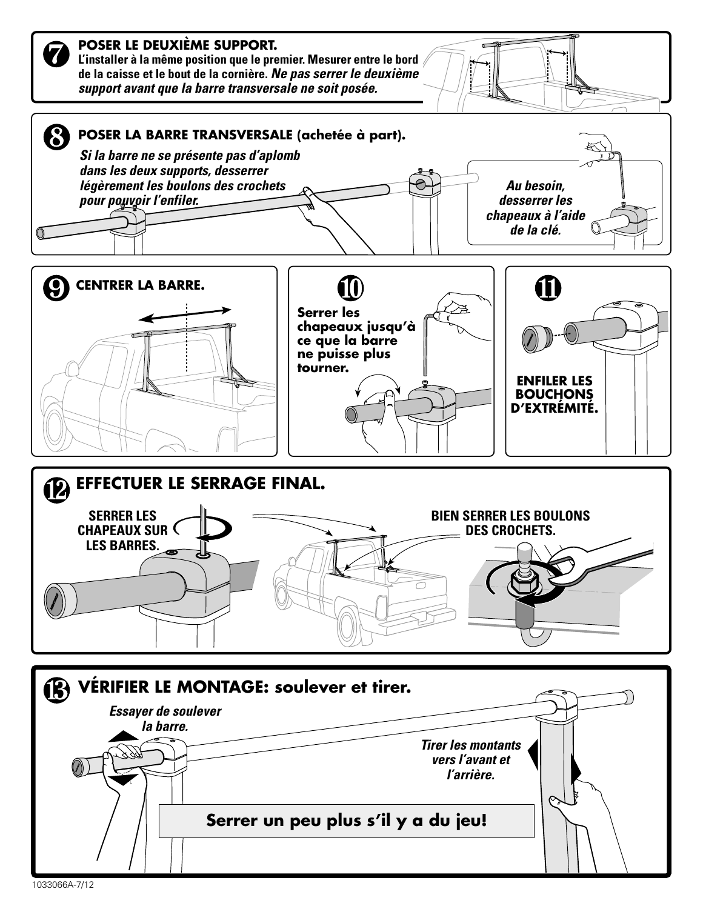## 7 POSER LE DEUXIÈME SUPPORT.

**L'installer à la même position que le premier. Mesurer entre le bord de la caisse et le bout de la cornière.** ***Ne pas serrer le deuxième support avant que la barre transversale ne soit posée.***

## 8 POSER LA BARRE TRANSVERSALE (achetée à part).

***Si la barre ne se présente pas d'aplomb dans les deux supports, desserrer légèrement les boulons des crochets pour pouvoir l'enfiler.***

***Au besoin, desserrer les chapeaux à l'aide de la clé.***

## 9 CENTRER LA BARRE.

## 10

**Serrer les chapeaux jusqu'à ce que la barre ne puisse plus tourner.**

## 11

**ENFILER LES BOUCHONS D'EXTRÉMITÉ.**

## 12 EFFECTUER LE SERRAGE FINAL.

**SERRER LES CHAPEAUX SUR LES BARRES.**

**BIEN SERRER LES BOULONS DES CROCHETS.**

## 13 VÉRIFIER LE MONTAGE: soulever et tirer.

***Essayer de soulever la barre.***

***Tirer les montants vers l'avant et l'arrière.***

**Serrer un peu plus s'il y a du jeu!**

1033066A-7/12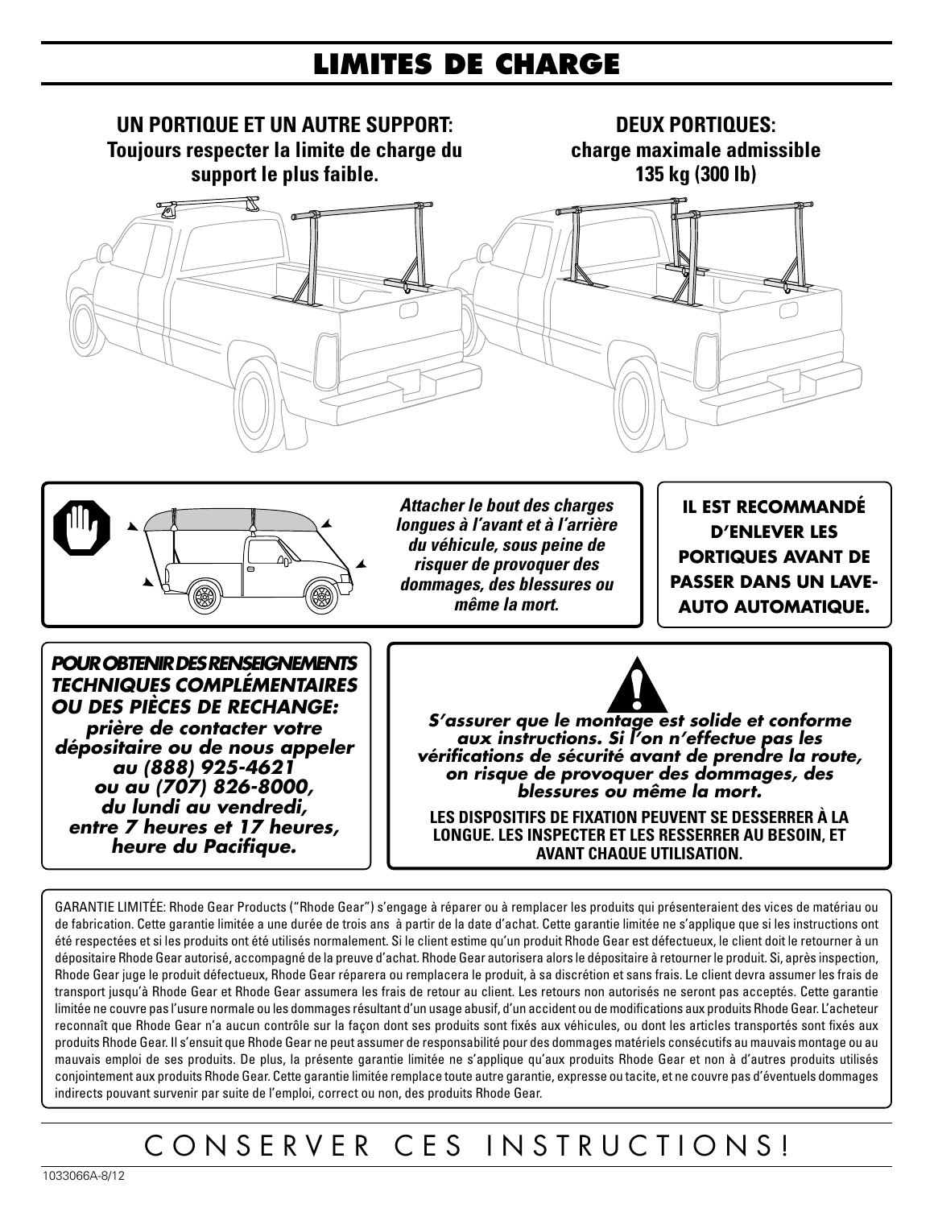# LIMITES DE CHARGE

**UN PORTIQUE ET UN AUTRE SUPPORT:**
**Toujours respecter la limite de charge du support le plus faible.**

**DEUX PORTIQUES:**
**charge maximale admissible 135 kg (300 lb)**

***Attacher le bout des charges longues à l'avant et à l'arrière du véhicule, sous peine de risquer de provoquer des dommages, des blessures ou même la mort.***

**IL EST RECOMMANDÉ D'ENLEVER LES PORTIQUES AVANT DE PASSER DANS UN LAVE-AUTO AUTOMATIQUE.**

***POUR OBTENIR DES RENSEIGNEMENTS TECHNIQUES COMPLÉMENTAIRES OU DES PIÈCES DE RECHANGE:***
***prière de contacter votre dépositaire ou de nous appeler au (888) 925-4621 ou au (707) 826-8000, du lundi au vendredi, entre 7 heures et 17 heures, heure du Pacifique.***

***S'assurer que le montage est solide et conforme aux instructions. Si l'on n'effectue pas les vérifications de sécurité avant de prendre la route, on risque de provoquer des dommages, des blessures ou même la mort.***

**LES DISPOSITIFS DE FIXATION PEUVENT SE DESSERRER À LA LONGUE. LES INSPECTER ET LES RESSERRER AU BESOIN, ET AVANT CHAQUE UTILISATION.**

GARANTIE LIMITÉE: Rhode Gear Products ("Rhode Gear") s'engage à réparer ou à remplacer les produits qui présenteraient des vices de matériau ou de fabrication. Cette garantie limitée a une durée de trois ans à partir de la date d'achat. Cette garantie limitée ne s'applique que si les instructions ont été respectées et si les produits ont été utilisés normalement. Si le client estime qu'un produit Rhode Gear est défectueux, le client doit le retourner à un dépositaire Rhode Gear autorisé, accompagné de la preuve d'achat. Rhode Gear autorisera alors le dépositaire à retourner le produit. Si, après inspection, Rhode Gear juge le produit défectueux, Rhode Gear réparera ou remplacera le produit, à sa discrétion et sans frais. Le client devra assumer les frais de transport jusqu'à Rhode Gear et Rhode Gear assumera les frais de retour au client. Les retours non autorisés ne seront pas acceptés. Cette garantie limitée ne couvre pas l'usure normale ou les dommages résultant d'un usage abusif, d'un accident ou de modifications aux produits Rhode Gear. L'acheteur reconnaît que Rhode Gear n'a aucun contrôle sur la façon dont ses produits sont fixés aux véhicules, ou dont les articles transportés sont fixés aux produits Rhode Gear. Il s'ensuit que Rhode Gear ne peut assumer de responsabilité pour des dommages matériels consécutifs au mauvais montage ou au mauvais emploi de ses produits. De plus, la présente garantie limitée ne s'applique qu'aux produits Rhode Gear et non à d'autres produits utilisés conjointement aux produits Rhode Gear. Cette garantie limitée remplace toute autre garantie, expresse ou tacite, et ne couvre pas d'éventuels dommages indirects pouvant survenir par suite de l'emploi, correct ou non, des produits Rhode Gear.

# CONSERVER CES INSTRUCTIONS!

1033066A-8/12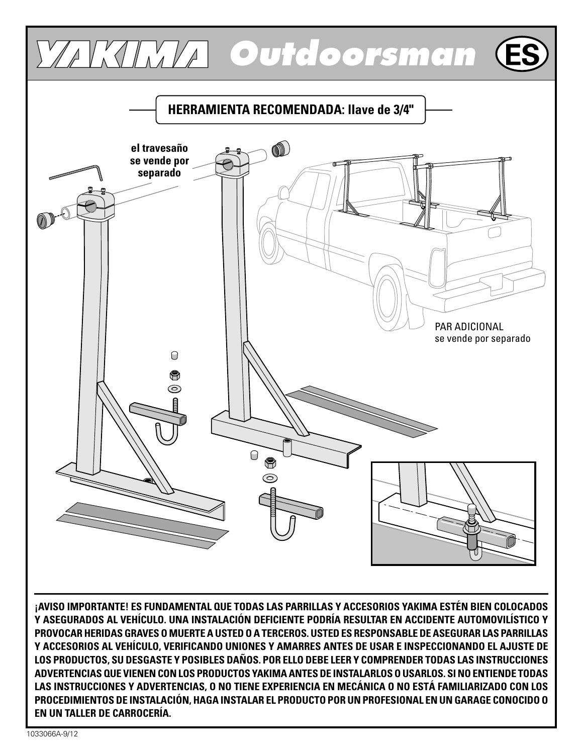# YAKIMA Outdoorsman (ES)

**HERRAMIENTA RECOMENDADA: llave de 3/4"**

**el travesaño se vende por separado**

PAR ADICIONAL
se vende por separado

**¡AVISO IMPORTANTE! ES FUNDAMENTAL QUE TODAS LAS PARRILLAS Y ACCESORIOS YAKIMA ESTÉN BIEN COLOCADOS Y ASEGURADOS AL VEHÍCULO. UNA INSTALACIÓN DEFICIENTE PODRÍA RESULTAR EN ACCIDENTE AUTOMOVILÍSTICO Y PROVOCAR HERIDAS GRAVES O MUERTE A USTED O A TERCEROS. USTED ES RESPONSABLE DE ASEGURAR LAS PARRILLAS Y ACCESORIOS AL VEHÍCULO, VERIFICANDO UNIONES Y AMARRES ANTES DE USAR E INSPECCIONANDO EL AJUSTE DE LOS PRODUCTOS, SU DESGASTE Y POSIBLES DAÑOS. POR ELLO DEBE LEER Y COMPRENDER TODAS LAS INSTRUCCIONES ADVERTENCIAS QUE VIENEN CON LOS PRODUCTOS YAKIMA ANTES DE INSTALARLOS O USARLOS. SI NO ENTIENDE TODAS LAS INSTRUCCIONES Y ADVERTENCIAS, O NO TIENE EXPERIENCIA EN MECÁNICA O NO ESTÁ FAMILIARIZADO CON LOS PROCEDIMIENTOS DE INSTALACIÓN, HAGA INSTALAR EL PRODUCTO POR UN PROFESIONAL EN UN GARAGE CONOCIDO O EN UN TALLER DE CARROCERÍA.**

1033066A-9/12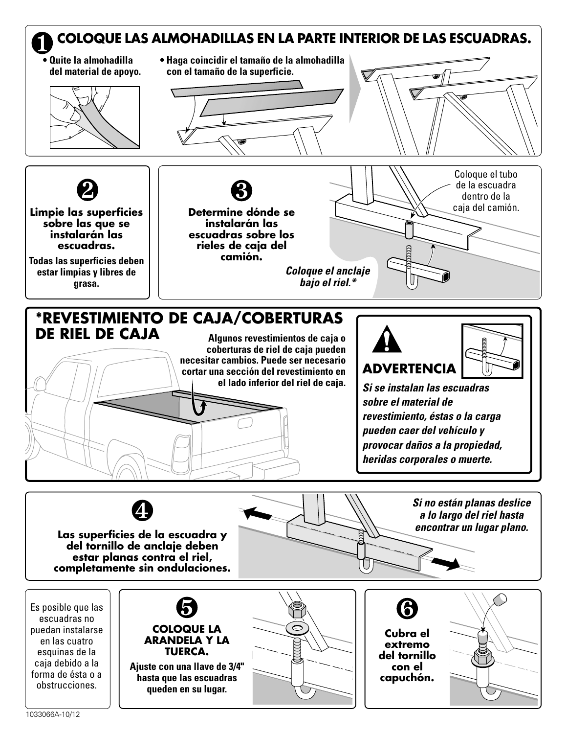## 1 COLOQUE LAS ALMOHADILLAS EN LA PARTE INTERIOR DE LAS ESCUADRAS.

- **Quite la almohadilla del material de apoyo.**
- **Haga coincidir el tamaño de la almohadilla con el tamaño de la superficie.**

## 2

**Limpie las superficies sobre las que se instalarán las escuadras.**

**Todas las superficies deben estar limpias y libres de grasa.**

## 3

**Determine dónde se instalarán las escuadras sobre los rieles de caja del camión.**

Coloque el tubo de la escuadra dentro de la caja del camión.

***Coloque el anclaje bajo el riel.****

## *REVESTIMIENTO DE CAJA/COBERTURAS DE RIEL DE CAJA

**Algunos revestimientos de caja o coberturas de riel de caja pueden necesitar cambios. Puede ser necesario cortar una sección del revestimiento en el lado inferior del riel de caja.**

### ADVERTENCIA

***Si se instalan las escuadras sobre el material de revestimiento, éstas o la carga pueden caer del vehículo y provocar daños a la propiedad, heridas corporales o muerte.***

## 4

**Las superficies de la escuadra y del tornillo de anclaje deben estar planas contra el riel, completamente sin ondulaciones.**

***Si no están planas deslice a lo largo del riel hasta encontrar un lugar plano.***

Es posible que las escuadras no puedan instalarse en las cuatro esquinas de la caja debido a la forma de ésta o a obstrucciones.

## 5

**COLOQUE LA ARANDELA Y LA TUERCA.**

**Ajuste con una llave de 3/4" hasta que las escuadras queden en su lugar.**

## 6

**Cubra el extremo del tornillo con el capuchón.**

1033066A-10/12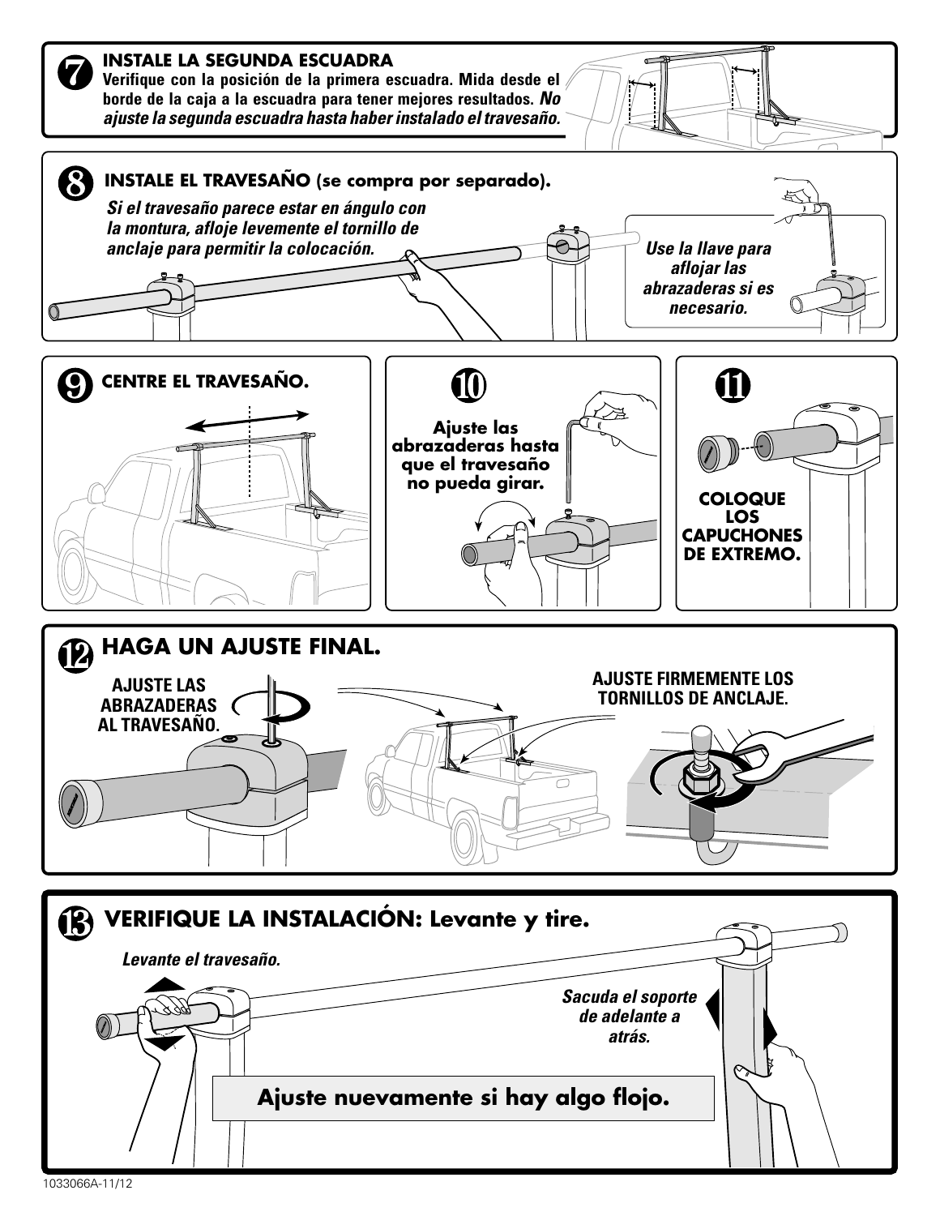## 7 INSTALE LA SEGUNDA ESCUADRA

**Verifique con la posición de la primera escuadra. Mida desde el borde de la caja a la escuadra para tener mejores resultados.** ***No ajuste la segunda escuadra hasta haber instalado el travesaño.***

## 8 INSTALE EL TRAVESAÑO (se compra por separado).

***Si el travesaño parece estar en ángulo con la montura, afloje levemente el tornillo de anclaje para permitir la colocación.***

***Use la llave para aflojar las abrazaderas si es necesario.***

## 9 CENTRE EL TRAVESAÑO.

## 10

**Ajuste las abrazaderas hasta que el travesaño no pueda girar.**

## 11

**COLOQUE LOS CAPUCHONES DE EXTREMO.**

## 12 HAGA UN AJUSTE FINAL.

**AJUSTE LAS ABRAZADERAS AL TRAVESAÑO.**

**AJUSTE FIRMEMENTE LOS TORNILLOS DE ANCLAJE.**

## 13 VERIFIQUE LA INSTALACIÓN: Levante y tire.

***Levante el travesaño.***

***Sacuda el soporte de adelante a atrás.***

**Ajuste nuevamente si hay algo flojo.**

1033066A-11/12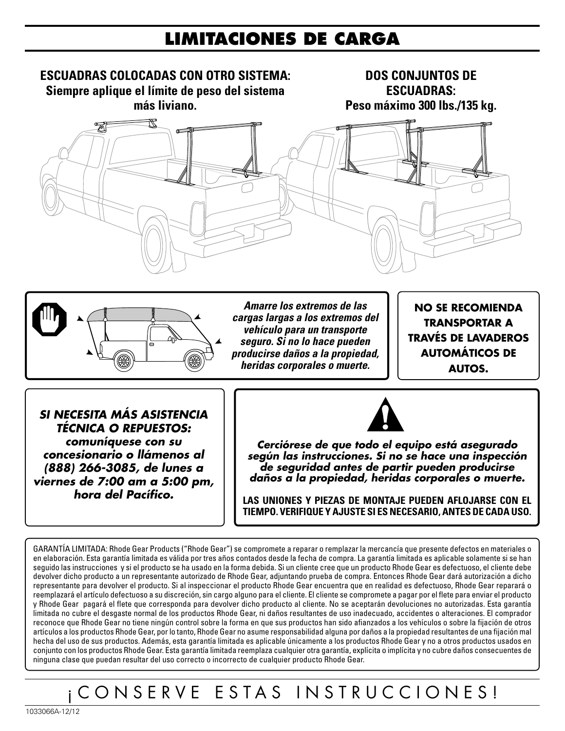# LIMITACIONES DE CARGA

**ESCUADRAS COLOCADAS CON OTRO SISTEMA:**
**Siempre aplique el límite de peso del sistema más liviano.**

**DOS CONJUNTOS DE ESCUADRAS:**
**Peso máximo 300 lbs./135 kg.**

***Amarre los extremos de las cargas largas a los extremos del vehículo para un transporte seguro. Si no lo hace pueden producirse daños a la propiedad, heridas corporales o muerte.***

**NO SE RECOMIENDA TRANSPORTAR A TRAVÉS DE LAVADEROS AUTOMÁTICOS DE AUTOS.**

***SI NECESITA MÁS ASISTENCIA TÉCNICA O REPUESTOS:*** ***comuníquese con su concesionario o llámenos al (888) 266-3085, de lunes a viernes de 7:00 am a 5:00 pm, hora del Pacífico.***

***Cerciórese de que todo el equipo está asegurado según las instrucciones. Si no se hace una inspección de seguridad antes de partir pueden producirse daños a la propiedad, heridas corporales o muerte.***

**LAS UNIONES Y PIEZAS DE MONTAJE PUEDEN AFLOJARSE CON EL TIEMPO. VERIFIQUE Y AJUSTE SI ES NECESARIO, ANTES DE CADA USO.**

GARANTÍA LIMITADA: Rhode Gear Products ("Rhode Gear") se compromete a reparar o remplazar la mercancía que presente defectos en materiales o en elaboración. Esta garantía limitada es válida por tres años contados desde la fecha de compra. La garantía limitada es aplicable solamente si se han seguido las instrucciones y si el producto se ha usado en la forma debida. Si un cliente cree que un producto Rhode Gear es defectuoso, el cliente debe devolver dicho producto a un representante autorizado de Rhode Gear, adjuntando prueba de compra. Entonces Rhode Gear dará autorización a dicho representante para devolver el producto. Si al inspeccionar el producto Rhode Gear encuentra que en realidad es defectuoso, Rhode Gear reparará o reemplazará el artículo defectuoso a su discreción, sin cargo alguno para el cliente. El cliente se compromete a pagar por el flete para enviar el producto y Rhode Gear pagará el flete que corresponda para devolver dicho producto al cliente. No se aceptarán devoluciones no autorizadas. Esta garantía limitada no cubre el desgaste normal de los productos Rhode Gear, ni daños resultantes de uso inadecuado, accidentes o alteraciones. El comprador reconoce que Rhode Gear no tiene ningún control sobre la forma en que sus productos han sido afianzados a los vehículos o sobre la fijación de otros artículos a los productos Rhode Gear, por lo tanto, Rhode Gear no asume responsabilidad alguna por daños a la propiedad resultantes de una fijación mal hecha del uso de sus productos. Además, esta garantía limitada es aplicable únicamente a los productos Rhode Gear y no a otros productos usados en conjunto con los productos Rhode Gear. Esta garantía limitada reemplaza cualquier otra garantía, explícita o implícita y no cubre daños consecuentes de ninguna clase que puedan resultar del uso correcto o incorrecto de cualquier producto Rhode Gear.

## ¡CONSERVE ESTAS INSTRUCCIONES!

1033066A-12/12